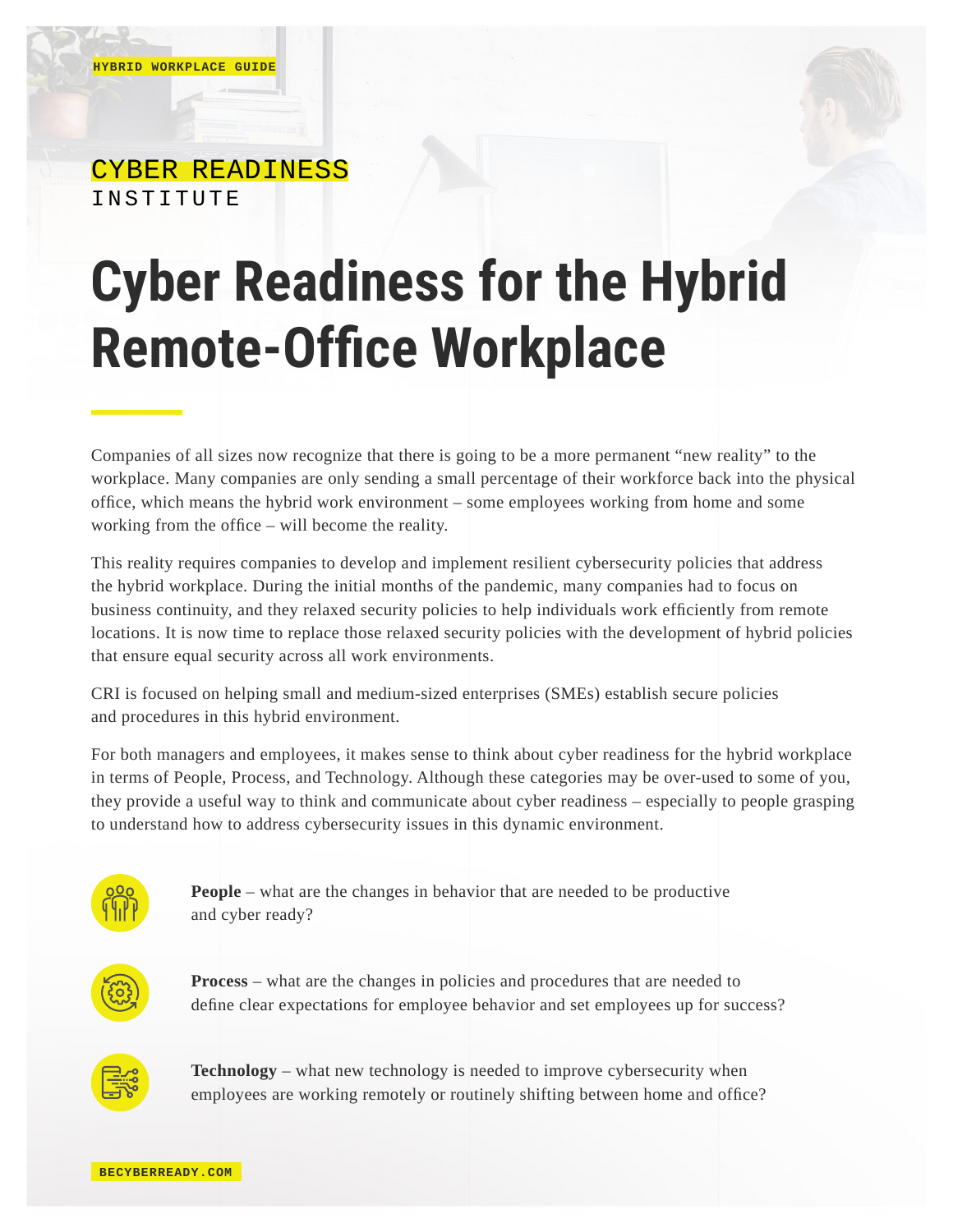HYBRID WORKPLACE GUIDE

CYBER READINESS
INSTITUTE

# Cyber Readiness for the Hybrid Remote-Office Workplace

Companies of all sizes now recognize that there is going to be a more permanent "new reality" to the workplace. Many companies are only sending a small percentage of their workforce back into the physical office, which means the hybrid work environment – some employees working from home and some working from the office – will become the reality.

This reality requires companies to develop and implement resilient cybersecurity policies that address the hybrid workplace. During the initial months of the pandemic, many companies had to focus on business continuity, and they relaxed security policies to help individuals work efficiently from remote locations. It is now time to replace those relaxed security policies with the development of hybrid policies that ensure equal security across all work environments.

CRI is focused on helping small and medium-sized enterprises (SMEs) establish secure policies and procedures in this hybrid environment.

For both managers and employees, it makes sense to think about cyber readiness for the hybrid workplace in terms of People, Process, and Technology. Although these categories may be over-used to some of you, they provide a useful way to think and communicate about cyber readiness – especially to people grasping to understand how to address cybersecurity issues in this dynamic environment.

**People** – what are the changes in behavior that are needed to be productive and cyber ready?

**Process** – what are the changes in policies and procedures that are needed to define clear expectations for employee behavior and set employees up for success?

**Technology** – what new technology is needed to improve cybersecurity when employees are working remotely or routinely shifting between home and office?

BECYBERREADY.COM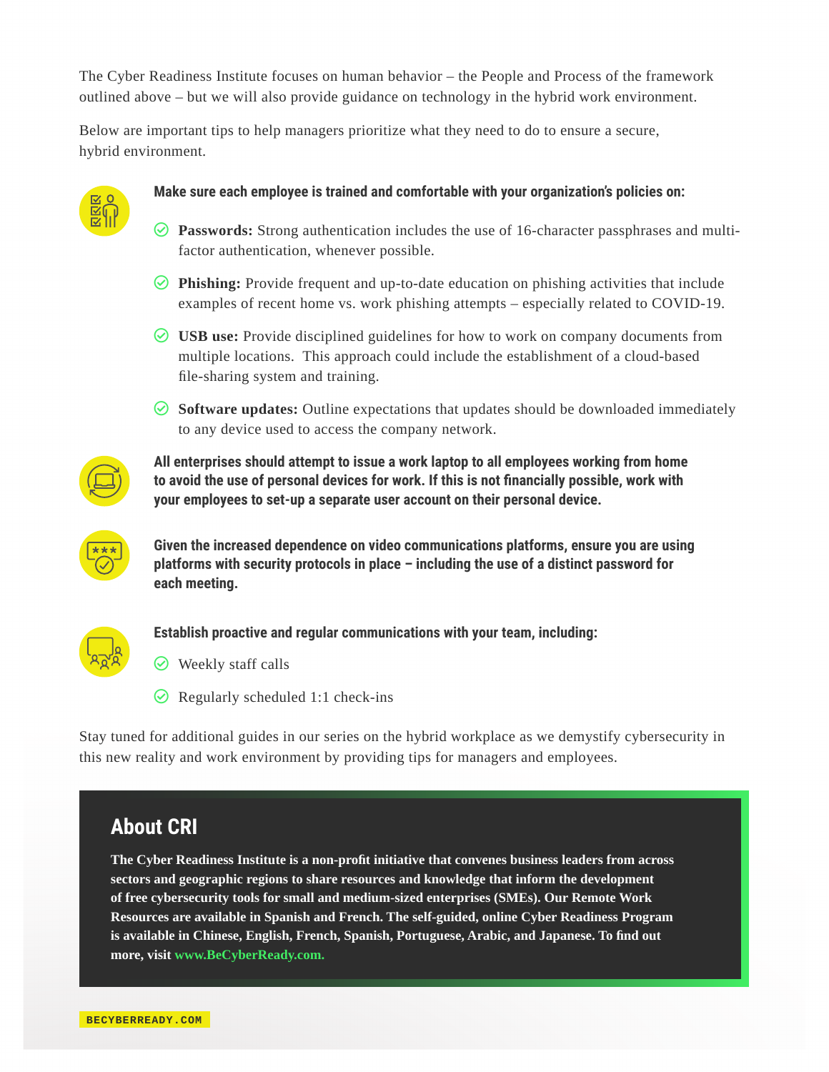The Cyber Readiness Institute focuses on human behavior – the People and Process of the framework outlined above – but we will also provide guidance on technology in the hybrid work environment.

Below are important tips to help managers prioritize what they need to do to ensure a secure, hybrid environment.

**Make sure each employee is trained and comfortable with your organization's policies on:**

- **Passwords:** Strong authentication includes the use of 16-character passphrases and multi-factor authentication, whenever possible.
- **Phishing:** Provide frequent and up-to-date education on phishing activities that include examples of recent home vs. work phishing attempts – especially related to COVID-19.
- **USB use:** Provide disciplined guidelines for how to work on company documents from multiple locations. This approach could include the establishment of a cloud-based file-sharing system and training.
- **Software updates:** Outline expectations that updates should be downloaded immediately to any device used to access the company network.

**All enterprises should attempt to issue a work laptop to all employees working from home to avoid the use of personal devices for work. If this is not financially possible, work with your employees to set-up a separate user account on their personal device.**

**Given the increased dependence on video communications platforms, ensure you are using platforms with security protocols in place – including the use of a distinct password for each meeting.**

**Establish proactive and regular communications with your team, including:**

- Weekly staff calls
- Regularly scheduled 1:1 check-ins

Stay tuned for additional guides in our series on the hybrid workplace as we demystify cybersecurity in this new reality and work environment by providing tips for managers and employees.

## About CRI

**The Cyber Readiness Institute is a non-profit initiative that convenes business leaders from across sectors and geographic regions to share resources and knowledge that inform the development of free cybersecurity tools for small and medium-sized enterprises (SMEs). Our Remote Work Resources are available in Spanish and French. The self-guided, online Cyber Readiness Program is available in Chinese, English, French, Spanish, Portuguese, Arabic, and Japanese. To find out more, visit www.BeCyberReady.com.**